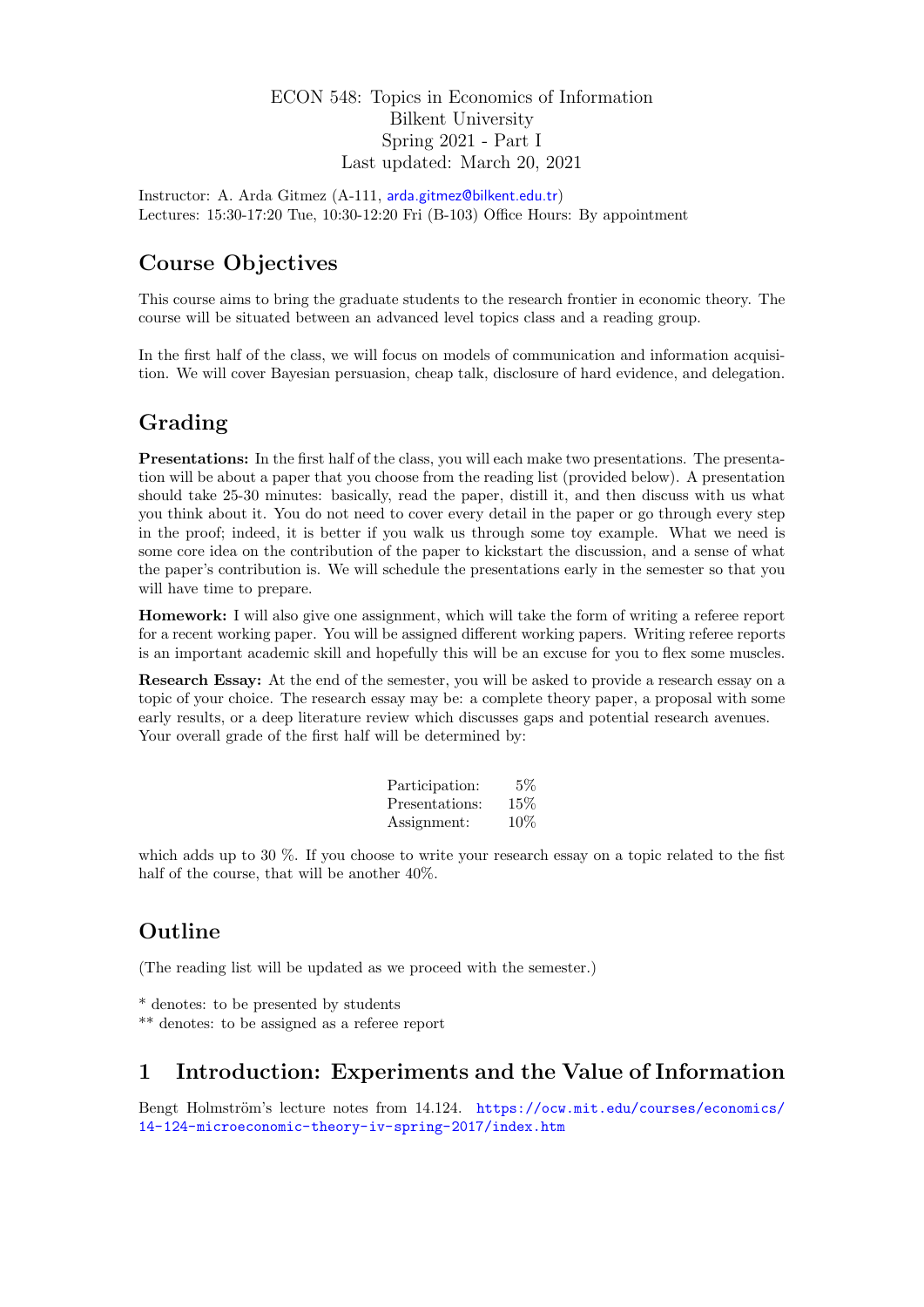ECON 548: Topics in Economics of Information
Bilkent University
Spring 2021 - Part I
Last updated: March 20, 2021

Instructor: A. Arda Gitmez (A-111, arda.gitmez@bilkent.edu.tr)
Lectures: 15:30-17:20 Tue, 10:30-12:20 Fri (B-103) Office Hours: By appointment

## Course Objectives

This course aims to bring the graduate students to the research frontier in economic theory. The course will be situated between an advanced level topics class and a reading group.

In the first half of the class, we will focus on models of communication and information acquisition. We will cover Bayesian persuasion, cheap talk, disclosure of hard evidence, and delegation.

## Grading

**Presentations:** In the first half of the class, you will each make two presentations. The presentation will be about a paper that you choose from the reading list (provided below). A presentation should take 25-30 minutes: basically, read the paper, distill it, and then discuss with us what you think about it. You do not need to cover every detail in the paper or go through every step in the proof; indeed, it is better if you walk us through some toy example. What we need is some core idea on the contribution of the paper to kickstart the discussion, and a sense of what the paper's contribution is. We will schedule the presentations early in the semester so that you will have time to prepare.

**Homework:** I will also give one assignment, which will take the form of writing a referee report for a recent working paper. You will be assigned different working papers. Writing referee reports is an important academic skill and hopefully this will be an excuse for you to flex some muscles.

**Research Essay:** At the end of the semester, you will be asked to provide a research essay on a topic of your choice. The research essay may be: a complete theory paper, a proposal with some early results, or a deep literature review which discusses gaps and potential research avenues. Your overall grade of the first half will be determined by:

| | |
|---|---|
| Participation: | 5% |
| Presentations: | 15% |
| Assignment: | 10% |

which adds up to 30 %. If you choose to write your research essay on a topic related to the fist half of the course, that will be another 40%.

## Outline

(The reading list will be updated as we proceed with the semester.)

* denotes: to be presented by students
** denotes: to be assigned as a referee report

## 1 Introduction: Experiments and the Value of Information

Bengt Holmström's lecture notes from 14.124. https://ocw.mit.edu/courses/economics/14-124-microeconomic-theory-iv-spring-2017/index.htm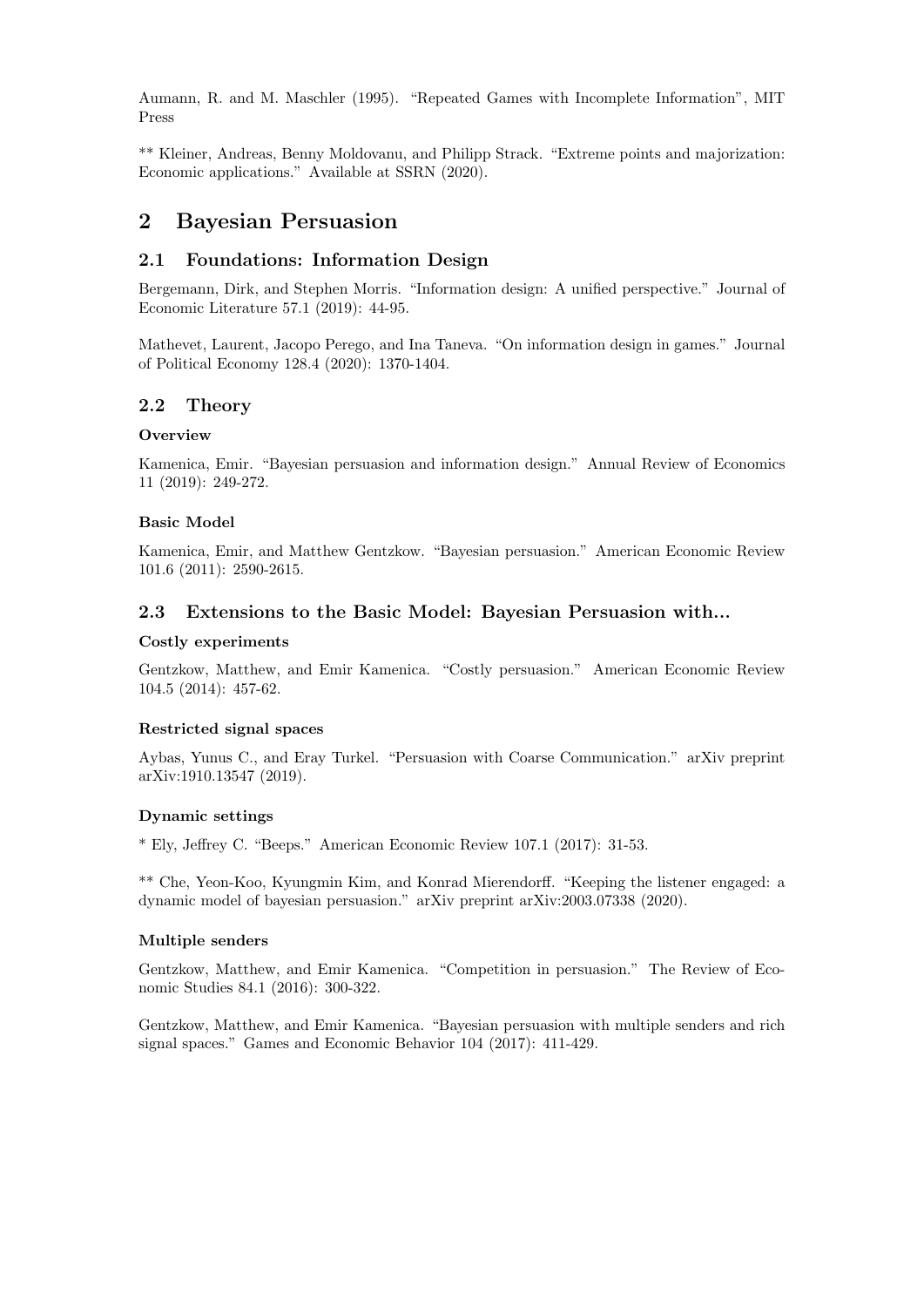Aumann, R. and M. Maschler (1995). "Repeated Games with Incomplete Information", MIT Press

** Kleiner, Andreas, Benny Moldovanu, and Philipp Strack. "Extreme points and majorization: Economic applications." Available at SSRN (2020).

# 2 Bayesian Persuasion

## 2.1 Foundations: Information Design

Bergemann, Dirk, and Stephen Morris. "Information design: A unified perspective." Journal of Economic Literature 57.1 (2019): 44-95.

Mathevet, Laurent, Jacopo Perego, and Ina Taneva. "On information design in games." Journal of Political Economy 128.4 (2020): 1370-1404.

## 2.2 Theory

### Overview

Kamenica, Emir. "Bayesian persuasion and information design." Annual Review of Economics 11 (2019): 249-272.

### Basic Model

Kamenica, Emir, and Matthew Gentzkow. "Bayesian persuasion." American Economic Review 101.6 (2011): 2590-2615.

## 2.3 Extensions to the Basic Model: Bayesian Persuasion with...

### Costly experiments

Gentzkow, Matthew, and Emir Kamenica. "Costly persuasion." American Economic Review 104.5 (2014): 457-62.

### Restricted signal spaces

Aybas, Yunus C., and Eray Turkel. "Persuasion with Coarse Communication." arXiv preprint arXiv:1910.13547 (2019).

### Dynamic settings

* Ely, Jeffrey C. "Beeps." American Economic Review 107.1 (2017): 31-53.

** Che, Yeon-Koo, Kyungmin Kim, and Konrad Mierendorff. "Keeping the listener engaged: a dynamic model of bayesian persuasion." arXiv preprint arXiv:2003.07338 (2020).

### Multiple senders

Gentzkow, Matthew, and Emir Kamenica. "Competition in persuasion." The Review of Economic Studies 84.1 (2016): 300-322.

Gentzkow, Matthew, and Emir Kamenica. "Bayesian persuasion with multiple senders and rich signal spaces." Games and Economic Behavior 104 (2017): 411-429.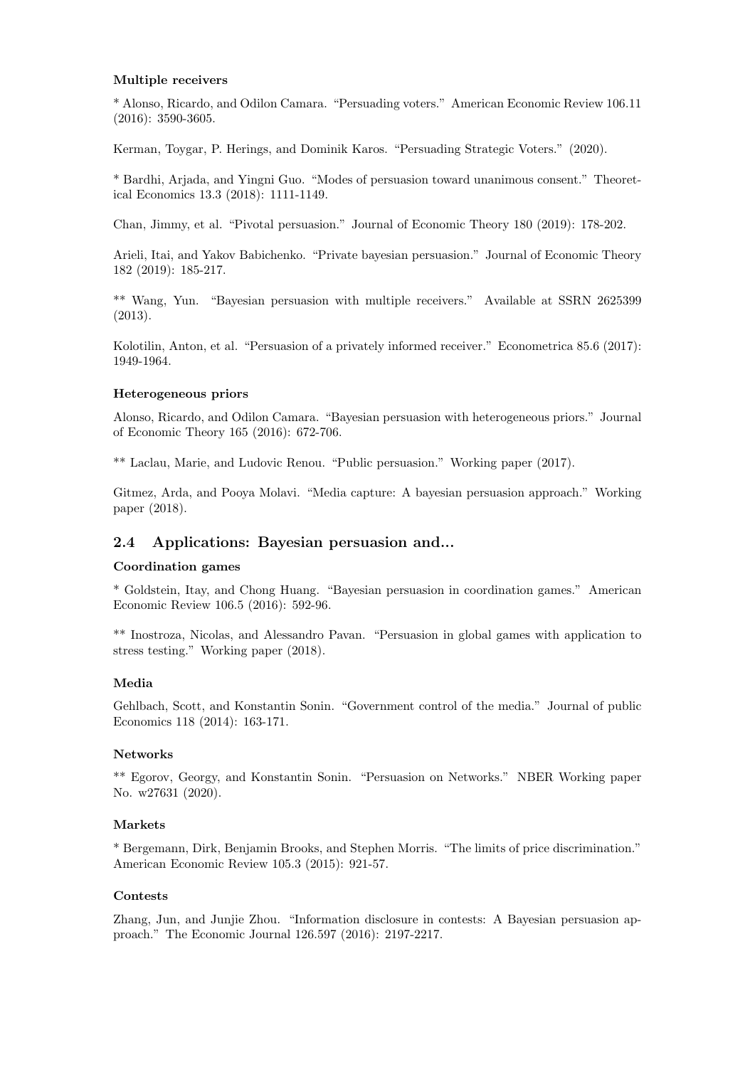#### Multiple receivers

* Alonso, Ricardo, and Odilon Camara. "Persuading voters." American Economic Review 106.11 (2016): 3590-3605.

Kerman, Toygar, P. Herings, and Dominik Karos. "Persuading Strategic Voters." (2020).

* Bardhi, Arjada, and Yingni Guo. "Modes of persuasion toward unanimous consent." Theoretical Economics 13.3 (2018): 1111-1149.

Chan, Jimmy, et al. "Pivotal persuasion." Journal of Economic Theory 180 (2019): 178-202.

Arieli, Itai, and Yakov Babichenko. "Private bayesian persuasion." Journal of Economic Theory 182 (2019): 185-217.

** Wang, Yun. "Bayesian persuasion with multiple receivers." Available at SSRN 2625399 (2013).

Kolotilin, Anton, et al. "Persuasion of a privately informed receiver." Econometrica 85.6 (2017): 1949-1964.

#### Heterogeneous priors

Alonso, Ricardo, and Odilon Camara. "Bayesian persuasion with heterogeneous priors." Journal of Economic Theory 165 (2016): 672-706.

** Laclau, Marie, and Ludovic Renou. "Public persuasion." Working paper (2017).

Gitmez, Arda, and Pooya Molavi. "Media capture: A bayesian persuasion approach." Working paper (2018).

## 2.4 Applications: Bayesian persuasion and...

#### Coordination games

* Goldstein, Itay, and Chong Huang. "Bayesian persuasion in coordination games." American Economic Review 106.5 (2016): 592-96.

** Inostroza, Nicolas, and Alessandro Pavan. "Persuasion in global games with application to stress testing." Working paper (2018).

#### Media

Gehlbach, Scott, and Konstantin Sonin. "Government control of the media." Journal of public Economics 118 (2014): 163-171.

#### Networks

** Egorov, Georgy, and Konstantin Sonin. "Persuasion on Networks." NBER Working paper No. w27631 (2020).

#### Markets

* Bergemann, Dirk, Benjamin Brooks, and Stephen Morris. "The limits of price discrimination." American Economic Review 105.3 (2015): 921-57.

#### Contests

Zhang, Jun, and Junjie Zhou. "Information disclosure in contests: A Bayesian persuasion approach." The Economic Journal 126.597 (2016): 2197-2217.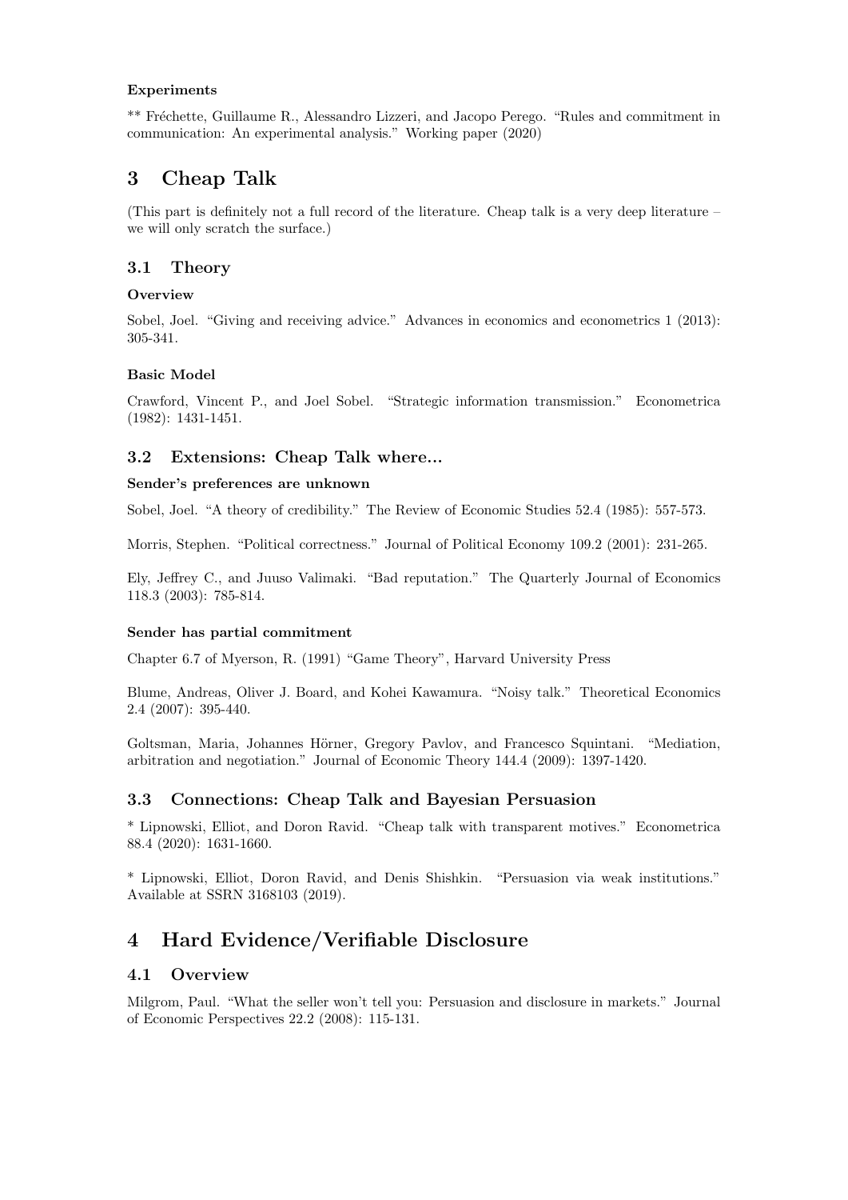**Experiments**

** Fréchette, Guillaume R., Alessandro Lizzeri, and Jacopo Perego. "Rules and commitment in communication: An experimental analysis." Working paper (2020)

# 3 Cheap Talk

(This part is definitely not a full record of the literature. Cheap talk is a very deep literature – we will only scratch the surface.)

## 3.1 Theory

**Overview**

Sobel, Joel. "Giving and receiving advice." Advances in economics and econometrics 1 (2013): 305-341.

**Basic Model**

Crawford, Vincent P., and Joel Sobel. "Strategic information transmission." Econometrica (1982): 1431-1451.

## 3.2 Extensions: Cheap Talk where...

**Sender's preferences are unknown**

Sobel, Joel. "A theory of credibility." The Review of Economic Studies 52.4 (1985): 557-573.

Morris, Stephen. "Political correctness." Journal of Political Economy 109.2 (2001): 231-265.

Ely, Jeffrey C., and Juuso Valimaki. "Bad reputation." The Quarterly Journal of Economics 118.3 (2003): 785-814.

**Sender has partial commitment**

Chapter 6.7 of Myerson, R. (1991) "Game Theory", Harvard University Press

Blume, Andreas, Oliver J. Board, and Kohei Kawamura. "Noisy talk." Theoretical Economics 2.4 (2007): 395-440.

Goltsman, Maria, Johannes Hörner, Gregory Pavlov, and Francesco Squintani. "Mediation, arbitration and negotiation." Journal of Economic Theory 144.4 (2009): 1397-1420.

## 3.3 Connections: Cheap Talk and Bayesian Persuasion

* Lipnowski, Elliot, and Doron Ravid. "Cheap talk with transparent motives." Econometrica 88.4 (2020): 1631-1660.

* Lipnowski, Elliot, Doron Ravid, and Denis Shishkin. "Persuasion via weak institutions." Available at SSRN 3168103 (2019).

# 4 Hard Evidence/Verifiable Disclosure

## 4.1 Overview

Milgrom, Paul. "What the seller won't tell you: Persuasion and disclosure in markets." Journal of Economic Perspectives 22.2 (2008): 115-131.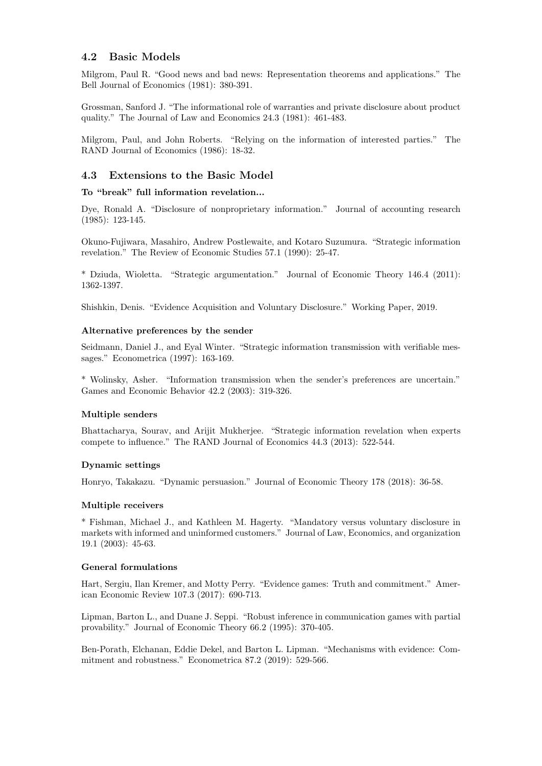### 4.2 Basic Models

Milgrom, Paul R. "Good news and bad news: Representation theorems and applications." The Bell Journal of Economics (1981): 380-391.

Grossman, Sanford J. "The informational role of warranties and private disclosure about product quality." The Journal of Law and Economics 24.3 (1981): 461-483.

Milgrom, Paul, and John Roberts. "Relying on the information of interested parties." The RAND Journal of Economics (1986): 18-32.

### 4.3 Extensions to the Basic Model

**To "break" full information revelation...**

Dye, Ronald A. "Disclosure of nonproprietary information." Journal of accounting research (1985): 123-145.

Okuno-Fujiwara, Masahiro, Andrew Postlewaite, and Kotaro Suzumura. "Strategic information revelation." The Review of Economic Studies 57.1 (1990): 25-47.

* Dziuda, Wioletta. "Strategic argumentation." Journal of Economic Theory 146.4 (2011): 1362-1397.

Shishkin, Denis. "Evidence Acquisition and Voluntary Disclosure." Working Paper, 2019.

**Alternative preferences by the sender**

Seidmann, Daniel J., and Eyal Winter. "Strategic information transmission with verifiable messages." Econometrica (1997): 163-169.

* Wolinsky, Asher. "Information transmission when the sender's preferences are uncertain." Games and Economic Behavior 42.2 (2003): 319-326.

**Multiple senders**

Bhattacharya, Sourav, and Arijit Mukherjee. "Strategic information revelation when experts compete to influence." The RAND Journal of Economics 44.3 (2013): 522-544.

**Dynamic settings**

Honryo, Takakazu. "Dynamic persuasion." Journal of Economic Theory 178 (2018): 36-58.

**Multiple receivers**

* Fishman, Michael J., and Kathleen M. Hagerty. "Mandatory versus voluntary disclosure in markets with informed and uninformed customers." Journal of Law, Economics, and organization 19.1 (2003): 45-63.

**General formulations**

Hart, Sergiu, Ilan Kremer, and Motty Perry. "Evidence games: Truth and commitment." American Economic Review 107.3 (2017): 690-713.

Lipman, Barton L., and Duane J. Seppi. "Robust inference in communication games with partial provability." Journal of Economic Theory 66.2 (1995): 370-405.

Ben-Porath, Elchanan, Eddie Dekel, and Barton L. Lipman. "Mechanisms with evidence: Commitment and robustness." Econometrica 87.2 (2019): 529-566.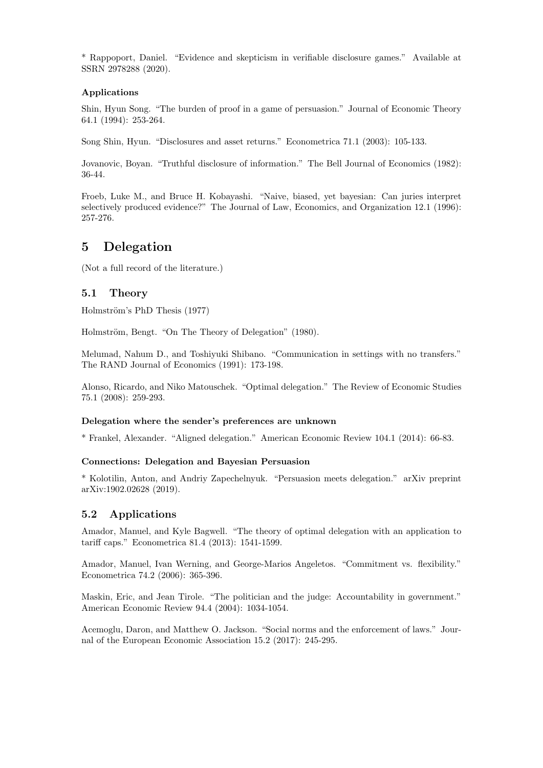* Rappoport, Daniel. "Evidence and skepticism in verifiable disclosure games." Available at SSRN 2978288 (2020).

#### Applications

Shin, Hyun Song. "The burden of proof in a game of persuasion." Journal of Economic Theory 64.1 (1994): 253-264.

Song Shin, Hyun. "Disclosures and asset returns." Econometrica 71.1 (2003): 105-133.

Jovanovic, Boyan. "Truthful disclosure of information." The Bell Journal of Economics (1982): 36-44.

Froeb, Luke M., and Bruce H. Kobayashi. "Naive, biased, yet bayesian: Can juries interpret selectively produced evidence?" The Journal of Law, Economics, and Organization 12.1 (1996): 257-276.

# 5 Delegation

(Not a full record of the literature.)

## 5.1 Theory

Holmström's PhD Thesis (1977)

Holmström, Bengt. "On The Theory of Delegation" (1980).

Melumad, Nahum D., and Toshiyuki Shibano. "Communication in settings with no transfers." The RAND Journal of Economics (1991): 173-198.

Alonso, Ricardo, and Niko Matouschek. "Optimal delegation." The Review of Economic Studies 75.1 (2008): 259-293.

#### Delegation where the sender's preferences are unknown

* Frankel, Alexander. "Aligned delegation." American Economic Review 104.1 (2014): 66-83.

#### Connections: Delegation and Bayesian Persuasion

* Kolotilin, Anton, and Andriy Zapechelnyuk. "Persuasion meets delegation." arXiv preprint arXiv:1902.02628 (2019).

## 5.2 Applications

Amador, Manuel, and Kyle Bagwell. "The theory of optimal delegation with an application to tariff caps." Econometrica 81.4 (2013): 1541-1599.

Amador, Manuel, Ivan Werning, and George-Marios Angeletos. "Commitment vs. flexibility." Econometrica 74.2 (2006): 365-396.

Maskin, Eric, and Jean Tirole. "The politician and the judge: Accountability in government." American Economic Review 94.4 (2004): 1034-1054.

Acemoglu, Daron, and Matthew O. Jackson. "Social norms and the enforcement of laws." Journal of the European Economic Association 15.2 (2017): 245-295.